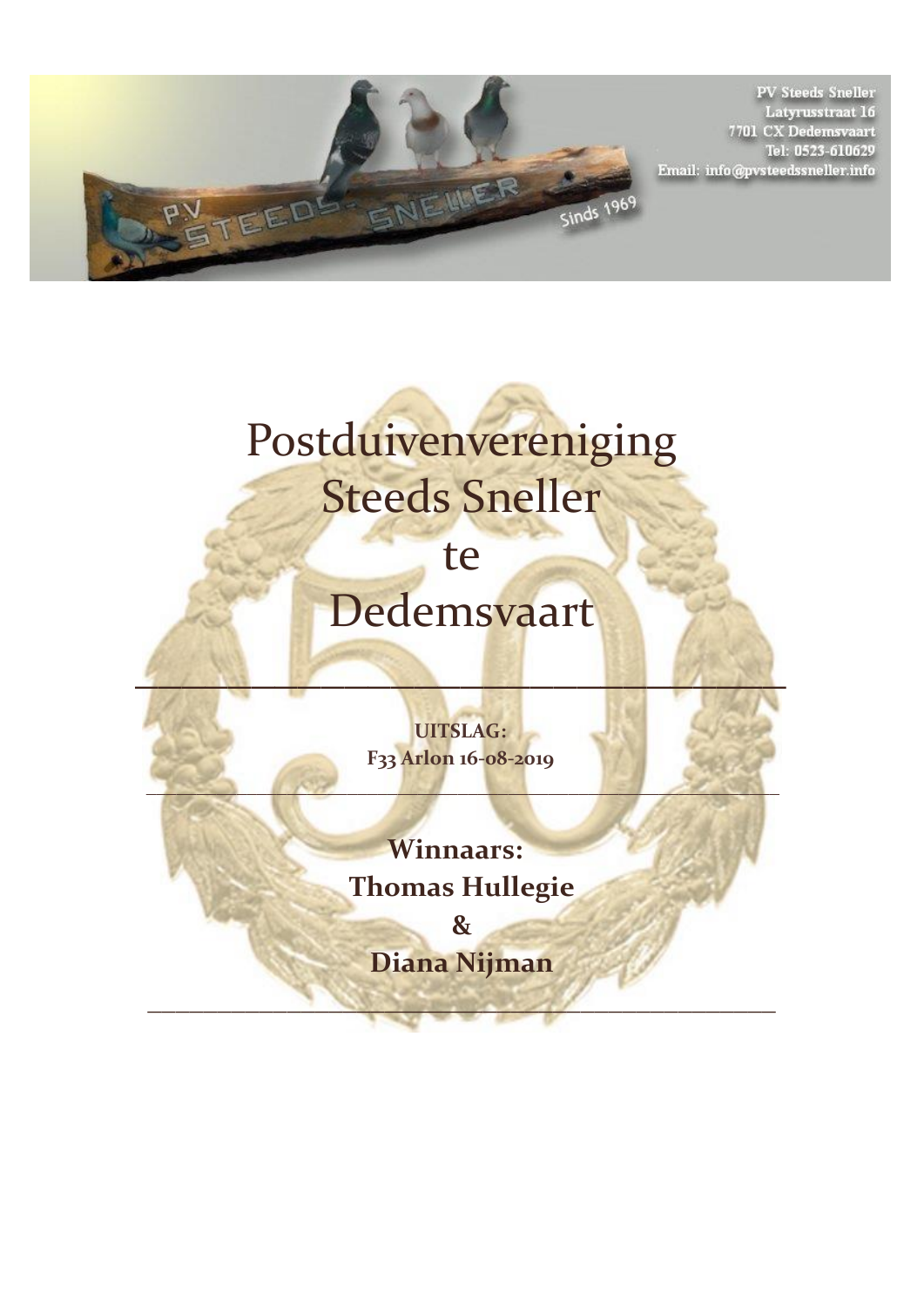PV Steeds Sneller
Latyrusstraat 16
7701 CX Dedemsvaart
Tel: 0523-610629
Email: info@pvsteedssneller.info

# Postduivenvereniging Steeds Sneller te Dedemsvaart

---

**UITSLAG:**
**F33 Arlon 16-08-2019**

---

**Winnaars:**
**Thomas Hullegie**
**&**
**Diana Nijman**

---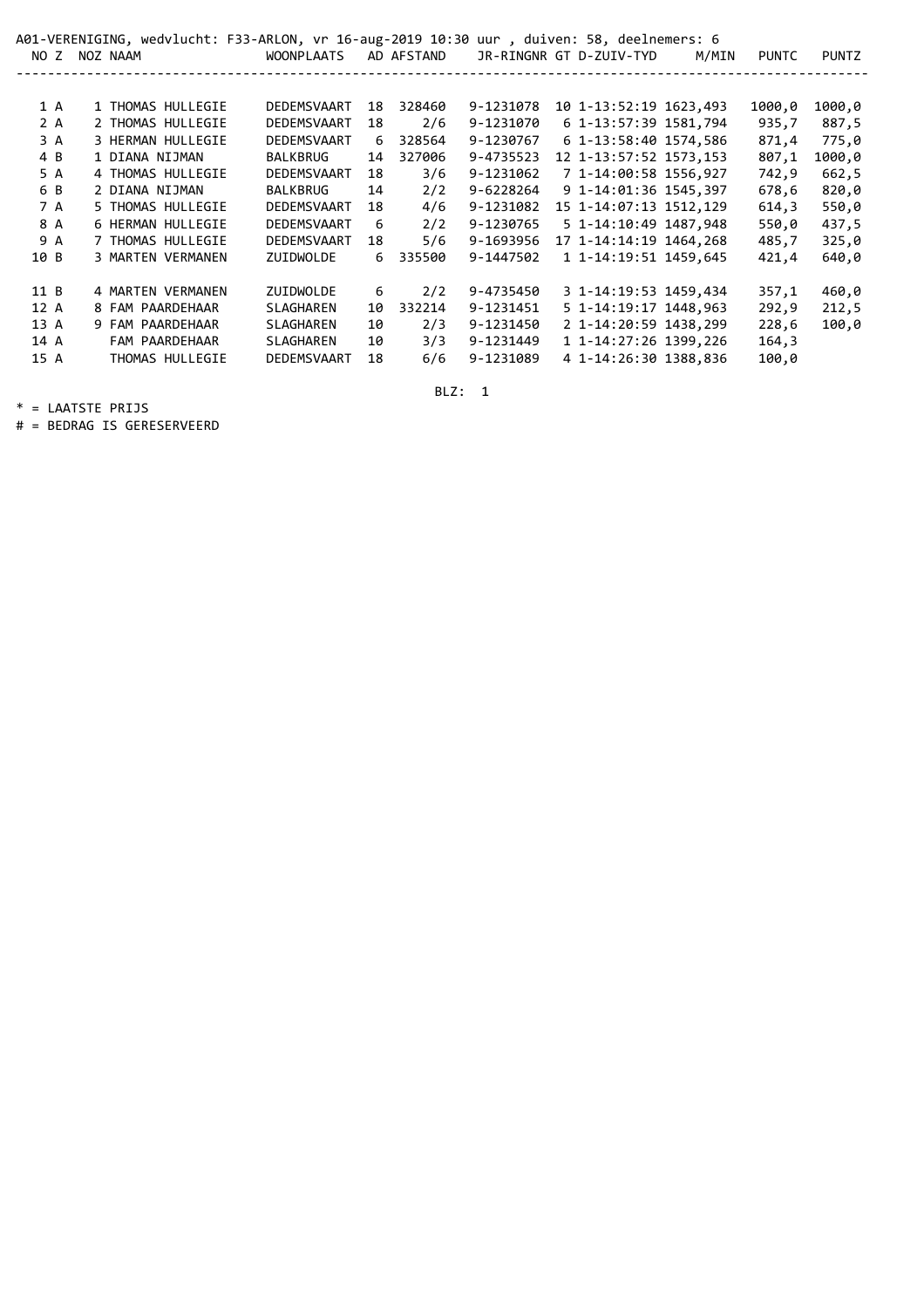A01-VERENIGING, wedvlucht: F33-ARLON, vr 16-aug-2019 10:30 uur , duiven: 58, deelnemers: 6

| NO | Z | NOZ | NAAM | WOONPLAATS | AD | AFSTAND | JR-RINGNR | GT | D-ZUIV-TYD | M/MIN | PUNTC | PUNTZ |
|---|---|---|---|---|---|---|---|---|---|---|---|---|
| 1 | A | 1 | THOMAS HULLEGIE | DEDEMSVAART | 18 | 328460 | 9-1231078 | 10 | 1-13:52:19 | 1623,493 | 1000,0 | 1000,0 |
| 2 | A | 2 | THOMAS HULLEGIE | DEDEMSVAART | 18 | 2/6 | 9-1231070 | 6 | 1-13:57:39 | 1581,794 | 935,7 | 887,5 |
| 3 | A | 3 | HERMAN HULLEGIE | DEDEMSVAART | 6 | 328564 | 9-1230767 | 6 | 1-13:58:40 | 1574,586 | 871,4 | 775,0 |
| 4 | B | 1 | DIANA NIJMAN | BALKBRUG | 14 | 327006 | 9-4735523 | 12 | 1-13:57:52 | 1573,153 | 807,1 | 1000,0 |
| 5 | A | 4 | THOMAS HULLEGIE | DEDEMSVAART | 18 | 3/6 | 9-1231062 | 7 | 1-14:00:58 | 1556,927 | 742,9 | 662,5 |
| 6 | B | 2 | DIANA NIJMAN | BALKBRUG | 14 | 2/2 | 9-6228264 | 9 | 1-14:01:36 | 1545,397 | 678,6 | 820,0 |
| 7 | A | 5 | THOMAS HULLEGIE | DEDEMSVAART | 18 | 4/6 | 9-1231082 | 15 | 1-14:07:13 | 1512,129 | 614,3 | 550,0 |
| 8 | A | 6 | HERMAN HULLEGIE | DEDEMSVAART | 6 | 2/2 | 9-1230765 | 5 | 1-14:10:49 | 1487,948 | 550,0 | 437,5 |
| 9 | A | 7 | THOMAS HULLEGIE | DEDEMSVAART | 18 | 5/6 | 9-1693956 | 17 | 1-14:14:19 | 1464,268 | 485,7 | 325,0 |
| 10 | B | 3 | MARTEN VERMANEN | ZUIDWOLDE | 6 | 335500 | 9-1447502 | 1 | 1-14:19:51 | 1459,645 | 421,4 | 640,0 |
| 11 | B | 4 | MARTEN VERMANEN | ZUIDWOLDE | 6 | 2/2 | 9-4735450 | 3 | 1-14:19:53 | 1459,434 | 357,1 | 460,0 |
| 12 | A | 8 | FAM PAARDEHAAR | SLAGHAREN | 10 | 332214 | 9-1231451 | 5 | 1-14:19:17 | 1448,963 | 292,9 | 212,5 |
| 13 | A | 9 | FAM PAARDEHAAR | SLAGHAREN | 10 | 2/3 | 9-1231450 | 2 | 1-14:20:59 | 1438,299 | 228,6 | 100,0 |
| 14 | A | | FAM PAARDEHAAR | SLAGHAREN | 10 | 3/3 | 9-1231449 | 1 | 1-14:27:26 | 1399,226 | 164,3 | |
| 15 | A | | THOMAS HULLEGIE | DEDEMSVAART | 18 | 6/6 | 9-1231089 | 4 | 1-14:26:30 | 1388,836 | 100,0 | |

BLZ: 1

* = LAATSTE PRIJS

# = BEDRAG IS GERESERVEERD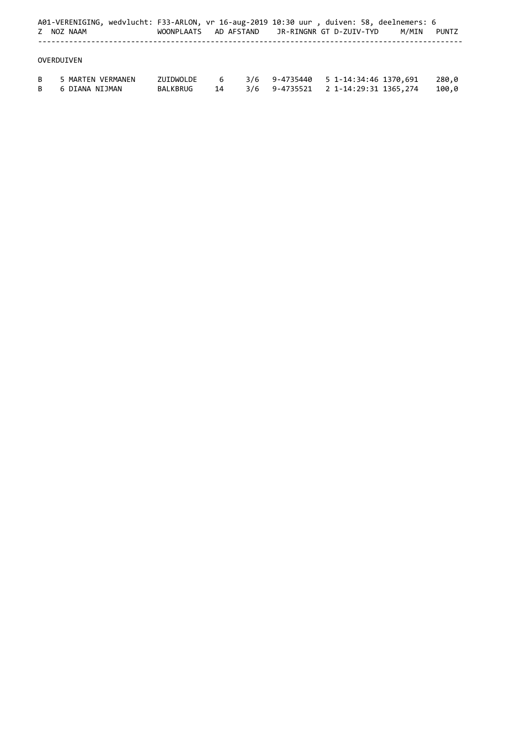A01-VERENIGING, wedvlucht: F33-ARLON, vr 16-aug-2019 10:30 uur , duiven: 58, deelnemers: 6

| Z | NOZ NAAM | WOONPLAATS | AD | AFSTAND | JR-RINGNR | GT | D-ZUIV-TYD | M/MIN | PUNTZ |
|---|---|---|---|---|---|---|---|---|---|
| | **OVERDUIVEN** | | | | | | | | |
| B | 5 MARTEN VERMANEN | ZUIDWOLDE | 6 | 3/6 | 9-4735440 | 5 | 1-14:34:46 | 1370,691 | 280,0 |
| B | 6 DIANA NIJMAN | BALKBRUG | 14 | 3/6 | 9-4735521 | 2 | 1-14:29:31 | 1365,274 | 100,0 |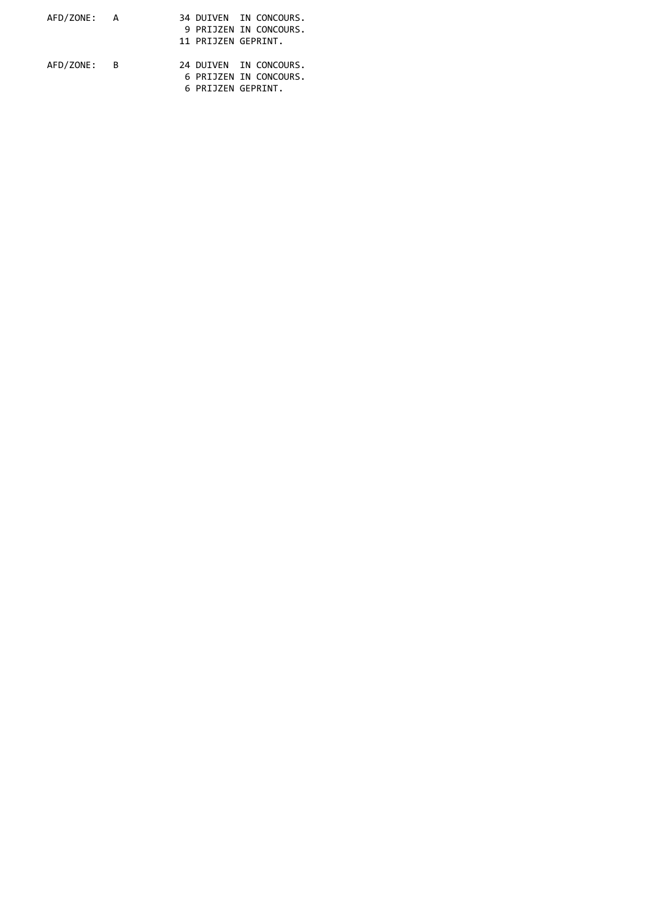AFD/ZONE: A

34 DUIVEN IN CONCOURS.
9 PRIJZEN IN CONCOURS.
11 PRIJZEN GEPRINT.

AFD/ZONE: B

24 DUIVEN IN CONCOURS.
6 PRIJZEN IN CONCOURS.
6 PRIJZEN GEPRINT.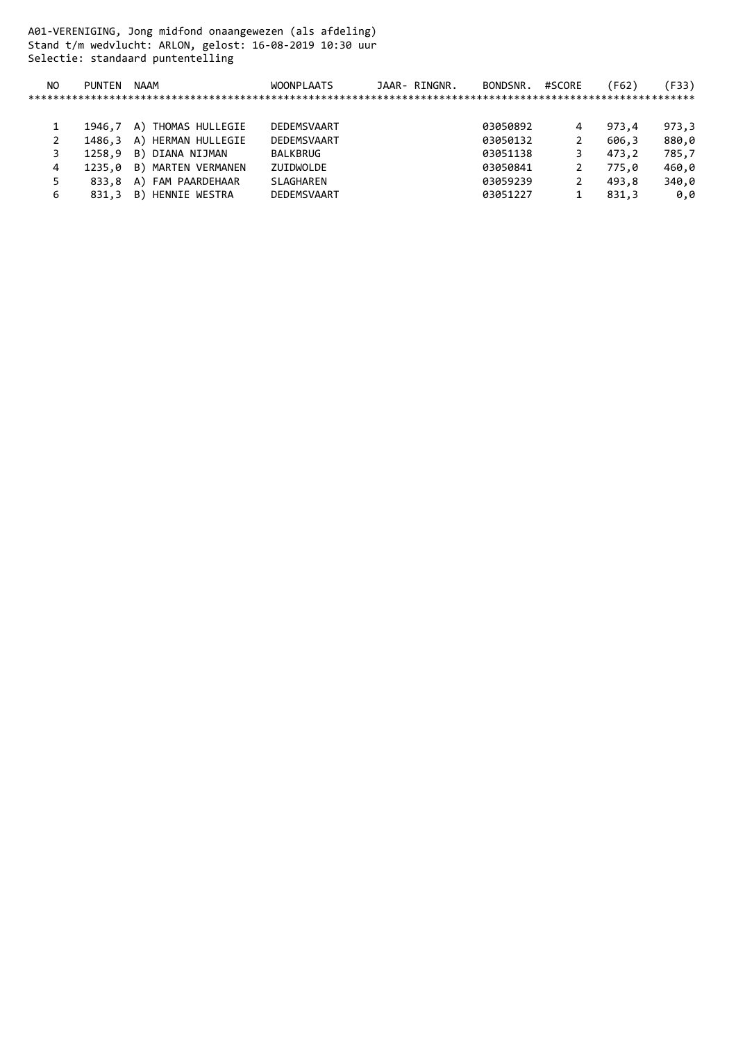A01-VERENIGING, Jong midfond onaangewezen (als afdeling)
Stand t/m wedvlucht: ARLON, gelost: 16-08-2019 10:30 uur
Selectie: standaard puntentelling

| NO | PUNTEN | NAAM | WOONPLAATS | JAAR- RINGNR. | BONDSNR. | #SCORE | (F62) | (F33) |
|---|---|---|---|---|---|---|---|---|
| 1 | 1946,7 | A) THOMAS HULLEGIE | DEDEMSVAART | | 03050892 | 4 | 973,4 | 973,3 |
| 2 | 1486,3 | A) HERMAN HULLEGIE | DEDEMSVAART | | 03050132 | 2 | 606,3 | 880,0 |
| 3 | 1258,9 | B) DIANA NIJMAN | BALKBRUG | | 03051138 | 3 | 473,2 | 785,7 |
| 4 | 1235,0 | B) MARTEN VERMANEN | ZUIDWOLDE | | 03050841 | 2 | 775,0 | 460,0 |
| 5 | 833,8 | A) FAM PAARDEHAAR | SLAGHAREN | | 03059239 | 2 | 493,8 | 340,0 |
| 6 | 831,3 | B) HENNIE WESTRA | DEDEMSVAART | | 03051227 | 1 | 831,3 | 0,0 |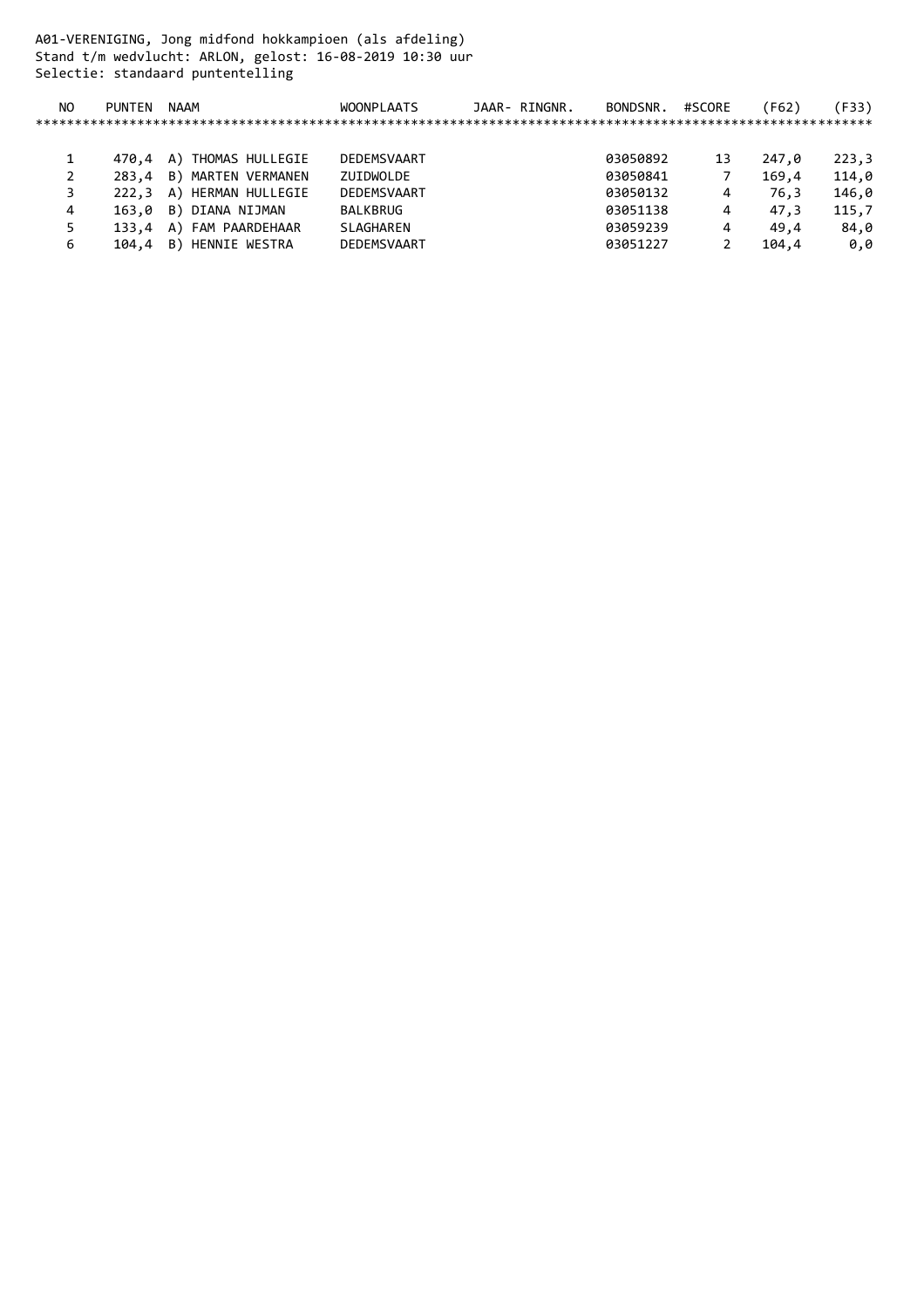A01-VERENIGING, Jong midfond hokkampioen (als afdeling)
Stand t/m wedvlucht: ARLON, gelost: 16-08-2019 10:30 uur
Selectie: standaard puntentelling

| NO | PUNTEN | NAAM | WOONPLAATS | JAAR- RINGNR. | BONDSNR. | #SCORE | (F62) | (F33) |
|---|---|---|---|---|---|---|---|---|
| 1 | 470,4 | A) THOMAS HULLEGIE | DEDEMSVAART | | 03050892 | 13 | 247,0 | 223,3 |
| 2 | 283,4 | B) MARTEN VERMANEN | ZUIDWOLDE | | 03050841 | 7 | 169,4 | 114,0 |
| 3 | 222,3 | A) HERMAN HULLEGIE | DEDEMSVAART | | 03050132 | 4 | 76,3 | 146,0 |
| 4 | 163,0 | B) DIANA NIJMAN | BALKBRUG | | 03051138 | 4 | 47,3 | 115,7 |
| 5 | 133,4 | A) FAM PAARDEHAAR | SLAGHAREN | | 03059239 | 4 | 49,4 | 84,0 |
| 6 | 104,4 | B) HENNIE WESTRA | DEDEMSVAART | | 03051227 | 2 | 104,4 | 0,0 |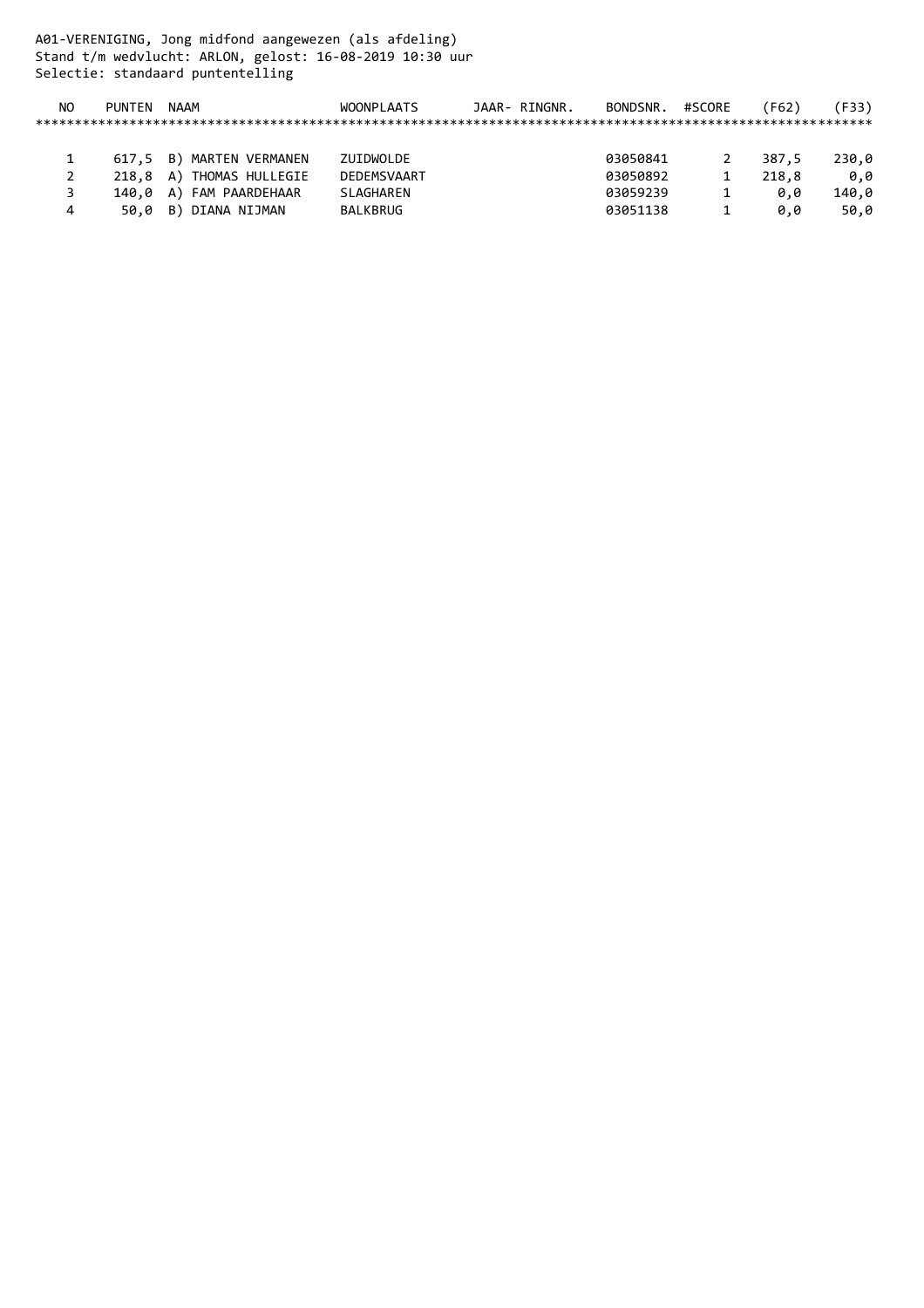A01-VERENIGING, Jong midfond aangewezen (als afdeling)
Stand t/m wedvlucht: ARLON, gelost: 16-08-2019 10:30 uur
Selectie: standaard puntentelling

| NO | PUNTEN | NAAM | WOONPLAATS | JAAR- RINGNR. | BONDSNR. | #SCORE | (F62) | (F33) |
|---|---|---|---|---|---|---|---|---|
| 1 | 617,5 | B) MARTEN VERMANEN | ZUIDWOLDE | | 03050841 | 2 | 387,5 | 230,0 |
| 2 | 218,8 | A) THOMAS HULLEGIE | DEDEMSVAART | | 03050892 | 1 | 218,8 | 0,0 |
| 3 | 140,0 | A) FAM PAARDEHAAR | SLAGHAREN | | 03059239 | 1 | 0,0 | 140,0 |
| 4 | 50,0 | B) DIANA NIJMAN | BALKBRUG | | 03051138 | 1 | 0,0 | 50,0 |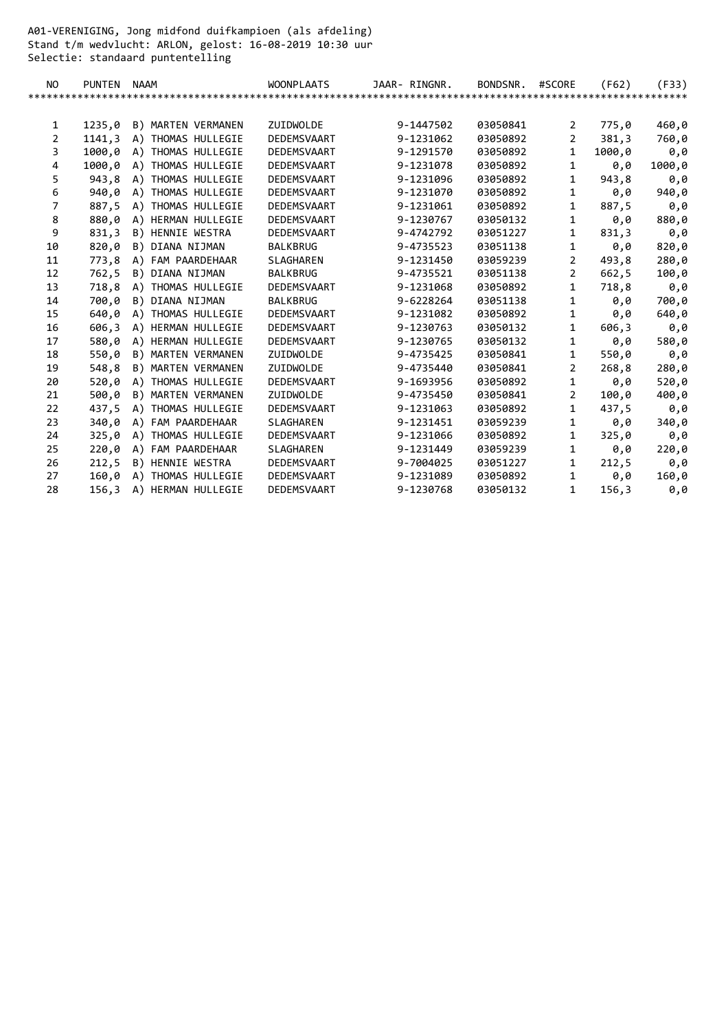A01-VERENIGING, Jong midfond duifkampioen (als afdeling)
Stand t/m wedvlucht: ARLON, gelost: 16-08-2019 10:30 uur
Selectie: standaard puntentelling

| NO | PUNTEN | NAAM | WOONPLAATS | JAAR- RINGNR. | BONDSNR. | #SCORE | (F62) | (F33) |
|---|---|---|---|---|---|---|---|---|
| 1 | 1235,0 | B) MARTEN VERMANEN | ZUIDWOLDE | 9-1447502 | 03050841 | 2 | 775,0 | 460,0 |
| 2 | 1141,3 | A) THOMAS HULLEGIE | DEDEMSVAART | 9-1231062 | 03050892 | 2 | 381,3 | 760,0 |
| 3 | 1000,0 | A) THOMAS HULLEGIE | DEDEMSVAART | 9-1291570 | 03050892 | 1 | 1000,0 | 0,0 |
| 4 | 1000,0 | A) THOMAS HULLEGIE | DEDEMSVAART | 9-1231078 | 03050892 | 1 | 0,0 | 1000,0 |
| 5 | 943,8 | A) THOMAS HULLEGIE | DEDEMSVAART | 9-1231096 | 03050892 | 1 | 943,8 | 0,0 |
| 6 | 940,0 | A) THOMAS HULLEGIE | DEDEMSVAART | 9-1231070 | 03050892 | 1 | 0,0 | 940,0 |
| 7 | 887,5 | A) THOMAS HULLEGIE | DEDEMSVAART | 9-1231061 | 03050892 | 1 | 887,5 | 0,0 |
| 8 | 880,0 | A) HERMAN HULLEGIE | DEDEMSVAART | 9-1230767 | 03050132 | 1 | 0,0 | 880,0 |
| 9 | 831,3 | B) HENNIE WESTRA | DEDEMSVAART | 9-4742792 | 03051227 | 1 | 831,3 | 0,0 |
| 10 | 820,0 | B) DIANA NIJMAN | BALKBRUG | 9-4735523 | 03051138 | 1 | 0,0 | 820,0 |
| 11 | 773,8 | A) FAM PAARDEHAAR | SLAGHAREN | 9-1231450 | 03059239 | 2 | 493,8 | 280,0 |
| 12 | 762,5 | B) DIANA NIJMAN | BALKBRUG | 9-4735521 | 03051138 | 2 | 662,5 | 100,0 |
| 13 | 718,8 | A) THOMAS HULLEGIE | DEDEMSVAART | 9-1231068 | 03050892 | 1 | 718,8 | 0,0 |
| 14 | 700,0 | B) DIANA NIJMAN | BALKBRUG | 9-6228264 | 03051138 | 1 | 0,0 | 700,0 |
| 15 | 640,0 | A) THOMAS HULLEGIE | DEDEMSVAART | 9-1231082 | 03050892 | 1 | 0,0 | 640,0 |
| 16 | 606,3 | A) HERMAN HULLEGIE | DEDEMSVAART | 9-1230763 | 03050132 | 1 | 606,3 | 0,0 |
| 17 | 580,0 | A) HERMAN HULLEGIE | DEDEMSVAART | 9-1230765 | 03050132 | 1 | 0,0 | 580,0 |
| 18 | 550,0 | B) MARTEN VERMANEN | ZUIDWOLDE | 9-4735425 | 03050841 | 1 | 550,0 | 0,0 |
| 19 | 548,8 | B) MARTEN VERMANEN | ZUIDWOLDE | 9-4735440 | 03050841 | 2 | 268,8 | 280,0 |
| 20 | 520,0 | A) THOMAS HULLEGIE | DEDEMSVAART | 9-1693956 | 03050892 | 1 | 0,0 | 520,0 |
| 21 | 500,0 | B) MARTEN VERMANEN | ZUIDWOLDE | 9-4735450 | 03050841 | 2 | 100,0 | 400,0 |
| 22 | 437,5 | A) THOMAS HULLEGIE | DEDEMSVAART | 9-1231063 | 03050892 | 1 | 437,5 | 0,0 |
| 23 | 340,0 | A) FAM PAARDEHAAR | SLAGHAREN | 9-1231451 | 03059239 | 1 | 0,0 | 340,0 |
| 24 | 325,0 | A) THOMAS HULLEGIE | DEDEMSVAART | 9-1231066 | 03050892 | 1 | 325,0 | 0,0 |
| 25 | 220,0 | A) FAM PAARDEHAAR | SLAGHAREN | 9-1231449 | 03059239 | 1 | 0,0 | 220,0 |
| 26 | 212,5 | B) HENNIE WESTRA | DEDEMSVAART | 9-7004025 | 03051227 | 1 | 212,5 | 0,0 |
| 27 | 160,0 | A) THOMAS HULLEGIE | DEDEMSVAART | 9-1231089 | 03050892 | 1 | 0,0 | 160,0 |
| 28 | 156,3 | A) HERMAN HULLEGIE | DEDEMSVAART | 9-1230768 | 03050132 | 1 | 156,3 | 0,0 |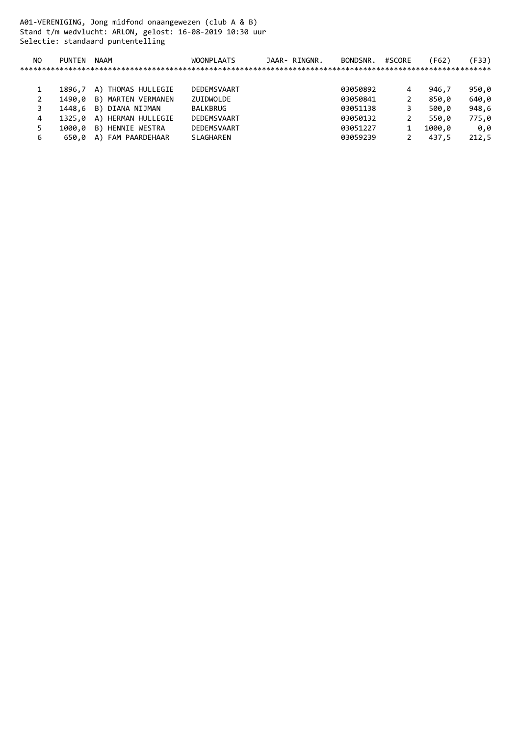A01-VERENIGING, Jong midfond onaangewezen (club A & B)
Stand t/m wedvlucht: ARLON, gelost: 16-08-2019 10:30 uur
Selectie: standaard puntentelling

| NO | PUNTEN | NAAM | WOONPLAATS | JAAR- RINGNR. | BONDSNR. | #SCORE | (F62) | (F33) |
|---|---|---|---|---|---|---|---|---|
| 1 | 1896,7 | A) THOMAS HULLEGIE | DEDEMSVAART | | 03050892 | 4 | 946,7 | 950,0 |
| 2 | 1490,0 | B) MARTEN VERMANEN | ZUIDWOLDE | | 03050841 | 2 | 850,0 | 640,0 |
| 3 | 1448,6 | B) DIANA NIJMAN | BALKBRUG | | 03051138 | 3 | 500,0 | 948,6 |
| 4 | 1325,0 | A) HERMAN HULLEGIE | DEDEMSVAART | | 03050132 | 2 | 550,0 | 775,0 |
| 5 | 1000,0 | B) HENNIE WESTRA | DEDEMSVAART | | 03051227 | 1 | 1000,0 | 0,0 |
| 6 | 650,0 | A) FAM PAARDEHAAR | SLAGHAREN | | 03059239 | 2 | 437,5 | 212,5 |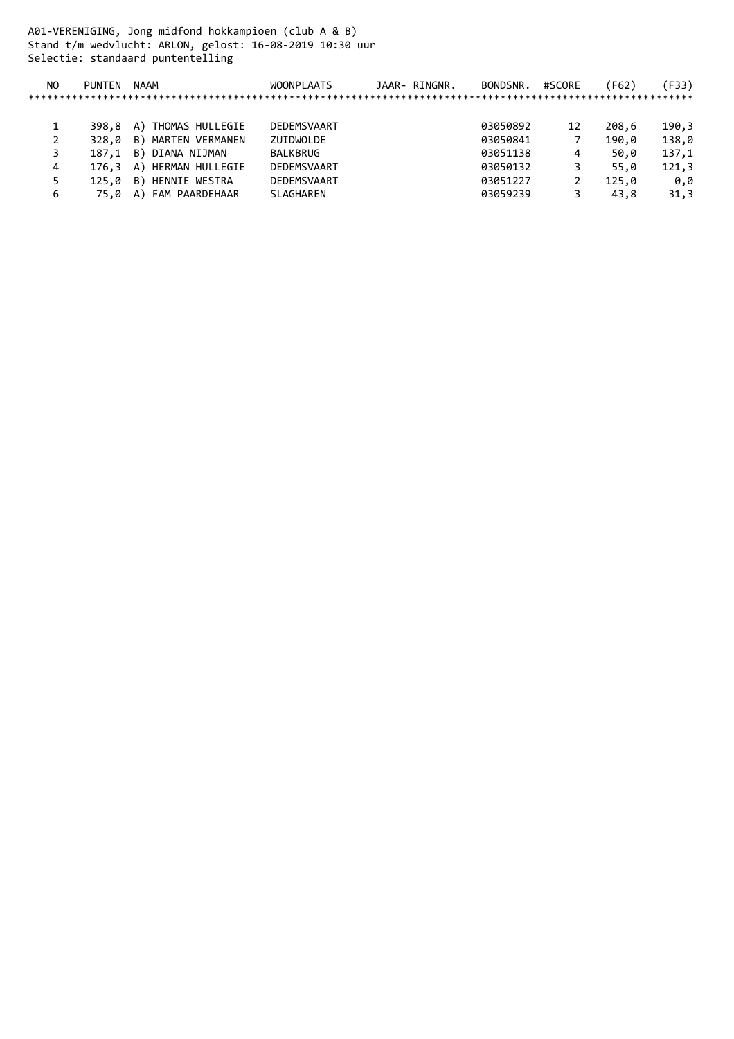A01-VERENIGING, Jong midfond hokkampioen (club A & B)
Stand t/m wedvlucht: ARLON, gelost: 16-08-2019 10:30 uur
Selectie: standaard puntentelling

| NO | PUNTEN | NAAM | WOONPLAATS | JAAR- RINGNR. | BONDSNR. | #SCORE | (F62) | (F33) |
|---|---|---|---|---|---|---|---|---|
| 1 | 398,8 | A) THOMAS HULLEGIE | DEDEMSVAART | | 03050892 | 12 | 208,6 | 190,3 |
| 2 | 328,0 | B) MARTEN VERMANEN | ZUIDWOLDE | | 03050841 | 7 | 190,0 | 138,0 |
| 3 | 187,1 | B) DIANA NIJMAN | BALKBRUG | | 03051138 | 4 | 50,0 | 137,1 |
| 4 | 176,3 | A) HERMAN HULLEGIE | DEDEMSVAART | | 03050132 | 3 | 55,0 | 121,3 |
| 5 | 125,0 | B) HENNIE WESTRA | DEDEMSVAART | | 03051227 | 2 | 125,0 | 0,0 |
| 6 | 75,0 | A) FAM PAARDEHAAR | SLAGHAREN | | 03059239 | 3 | 43,8 | 31,3 |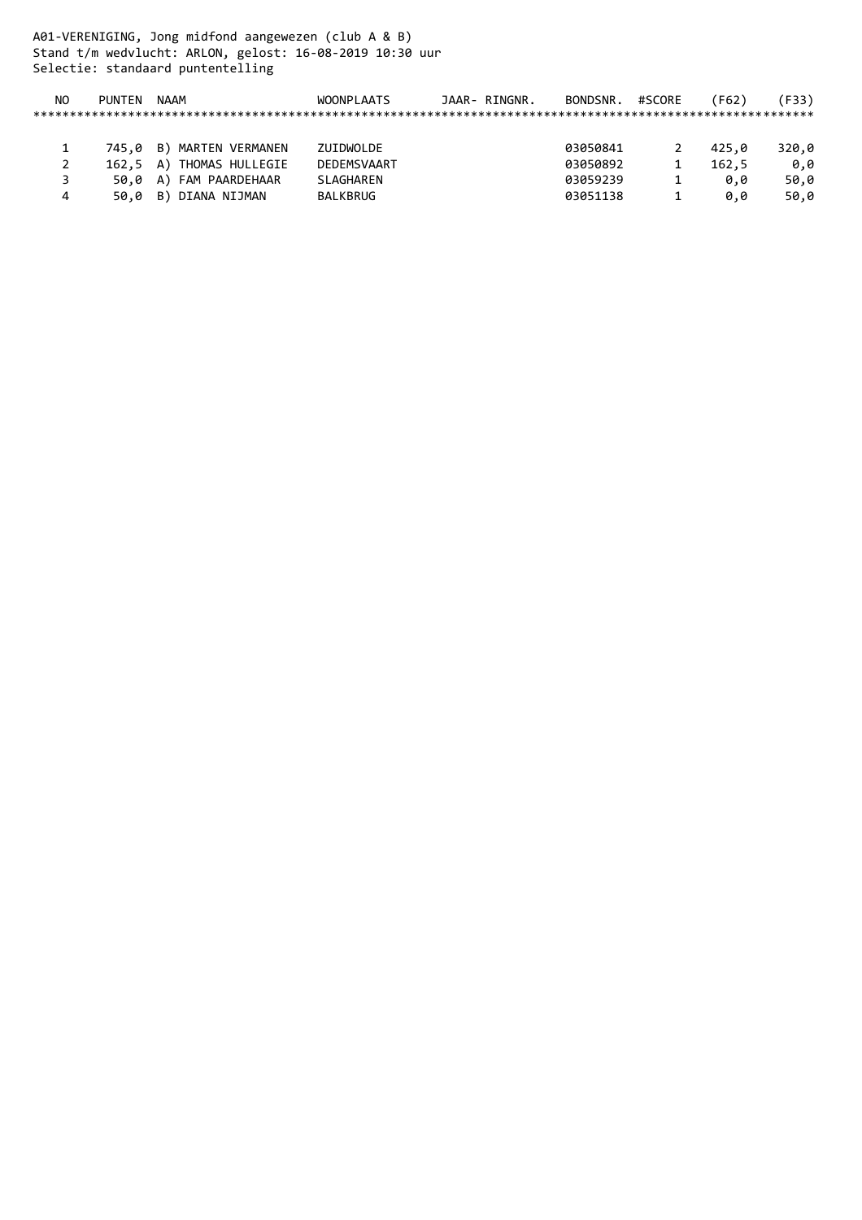A01-VERENIGING, Jong midfond aangewezen (club A & B)
Stand t/m wedvlucht: ARLON, gelost: 16-08-2019 10:30 uur
Selectie: standaard puntentelling

| NO | PUNTEN | NAAM | WOONPLAATS | JAAR- RINGNR. | BONDSNR. | #SCORE | (F62) | (F33) |
|---|---|---|---|---|---|---|---|---|
| 1 | 745,0 | B) MARTEN VERMANEN | ZUIDWOLDE | | 03050841 | 2 | 425,0 | 320,0 |
| 2 | 162,5 | A) THOMAS HULLEGIE | DEDEMSVAART | | 03050892 | 1 | 162,5 | 0,0 |
| 3 | 50,0 | A) FAM PAARDEHAAR | SLAGHAREN | | 03059239 | 1 | 0,0 | 50,0 |
| 4 | 50,0 | B) DIANA NIJMAN | BALKBRUG | | 03051138 | 1 | 0,0 | 50,0 |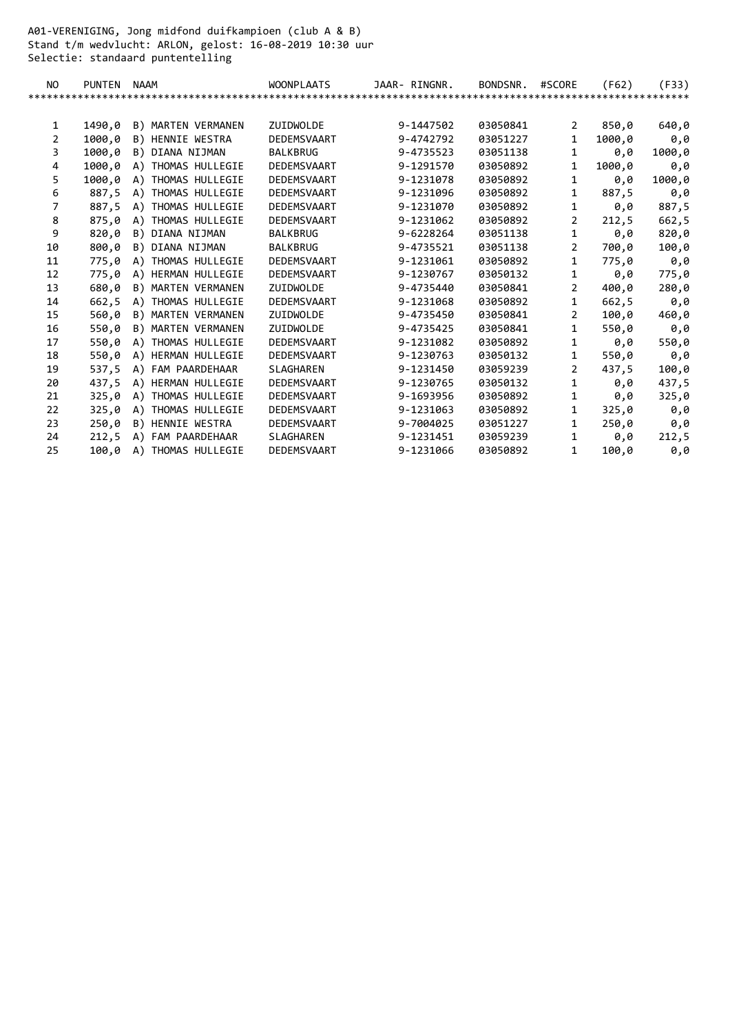A01-VERENIGING, Jong midfond duifkampioen (club A & B)
Stand t/m wedvlucht: ARLON, gelost: 16-08-2019 10:30 uur
Selectie: standaard puntentelling

| NO | PUNTEN | NAAM | WOONPLAATS | JAAR- RINGNR. | BONDSNR. | #SCORE | (F62) | (F33) |
|---|---|---|---|---|---|---|---|---|
| 1 | 1490,0 | B) MARTEN VERMANEN | ZUIDWOLDE | 9-1447502 | 03050841 | 2 | 850,0 | 640,0 |
| 2 | 1000,0 | B) HENNIE WESTRA | DEDEMSVAART | 9-4742792 | 03051227 | 1 | 1000,0 | 0,0 |
| 3 | 1000,0 | B) DIANA NIJMAN | BALKBRUG | 9-4735523 | 03051138 | 1 | 0,0 | 1000,0 |
| 4 | 1000,0 | A) THOMAS HULLEGIE | DEDEMSVAART | 9-1291570 | 03050892 | 1 | 1000,0 | 0,0 |
| 5 | 1000,0 | A) THOMAS HULLEGIE | DEDEMSVAART | 9-1231078 | 03050892 | 1 | 0,0 | 1000,0 |
| 6 | 887,5 | A) THOMAS HULLEGIE | DEDEMSVAART | 9-1231096 | 03050892 | 1 | 887,5 | 0,0 |
| 7 | 887,5 | A) THOMAS HULLEGIE | DEDEMSVAART | 9-1231070 | 03050892 | 1 | 0,0 | 887,5 |
| 8 | 875,0 | A) THOMAS HULLEGIE | DEDEMSVAART | 9-1231062 | 03050892 | 2 | 212,5 | 662,5 |
| 9 | 820,0 | B) DIANA NIJMAN | BALKBRUG | 9-6228264 | 03051138 | 1 | 0,0 | 820,0 |
| 10 | 800,0 | B) DIANA NIJMAN | BALKBRUG | 9-4735521 | 03051138 | 2 | 700,0 | 100,0 |
| 11 | 775,0 | A) THOMAS HULLEGIE | DEDEMSVAART | 9-1231061 | 03050892 | 1 | 775,0 | 0,0 |
| 12 | 775,0 | A) HERMAN HULLEGIE | DEDEMSVAART | 9-1230767 | 03050132 | 1 | 0,0 | 775,0 |
| 13 | 680,0 | B) MARTEN VERMANEN | ZUIDWOLDE | 9-4735440 | 03050841 | 2 | 400,0 | 280,0 |
| 14 | 662,5 | A) THOMAS HULLEGIE | DEDEMSVAART | 9-1231068 | 03050892 | 1 | 662,5 | 0,0 |
| 15 | 560,0 | B) MARTEN VERMANEN | ZUIDWOLDE | 9-4735450 | 03050841 | 2 | 100,0 | 460,0 |
| 16 | 550,0 | B) MARTEN VERMANEN | ZUIDWOLDE | 9-4735425 | 03050841 | 1 | 550,0 | 0,0 |
| 17 | 550,0 | A) THOMAS HULLEGIE | DEDEMSVAART | 9-1231082 | 03050892 | 1 | 0,0 | 550,0 |
| 18 | 550,0 | A) HERMAN HULLEGIE | DEDEMSVAART | 9-1230763 | 03050132 | 1 | 550,0 | 0,0 |
| 19 | 537,5 | A) FAM PAARDEHAAR | SLAGHAREN | 9-1231450 | 03059239 | 2 | 437,5 | 100,0 |
| 20 | 437,5 | A) HERMAN HULLEGIE | DEDEMSVAART | 9-1230765 | 03050132 | 1 | 0,0 | 437,5 |
| 21 | 325,0 | A) THOMAS HULLEGIE | DEDEMSVAART | 9-1693956 | 03050892 | 1 | 0,0 | 325,0 |
| 22 | 325,0 | A) THOMAS HULLEGIE | DEDEMSVAART | 9-1231063 | 03050892 | 1 | 325,0 | 0,0 |
| 23 | 250,0 | B) HENNIE WESTRA | DEDEMSVAART | 9-7004025 | 03051227 | 1 | 250,0 | 0,0 |
| 24 | 212,5 | A) FAM PAARDEHAAR | SLAGHAREN | 9-1231451 | 03059239 | 1 | 0,0 | 212,5 |
| 25 | 100,0 | A) THOMAS HULLEGIE | DEDEMSVAART | 9-1231066 | 03050892 | 1 | 100,0 | 0,0 |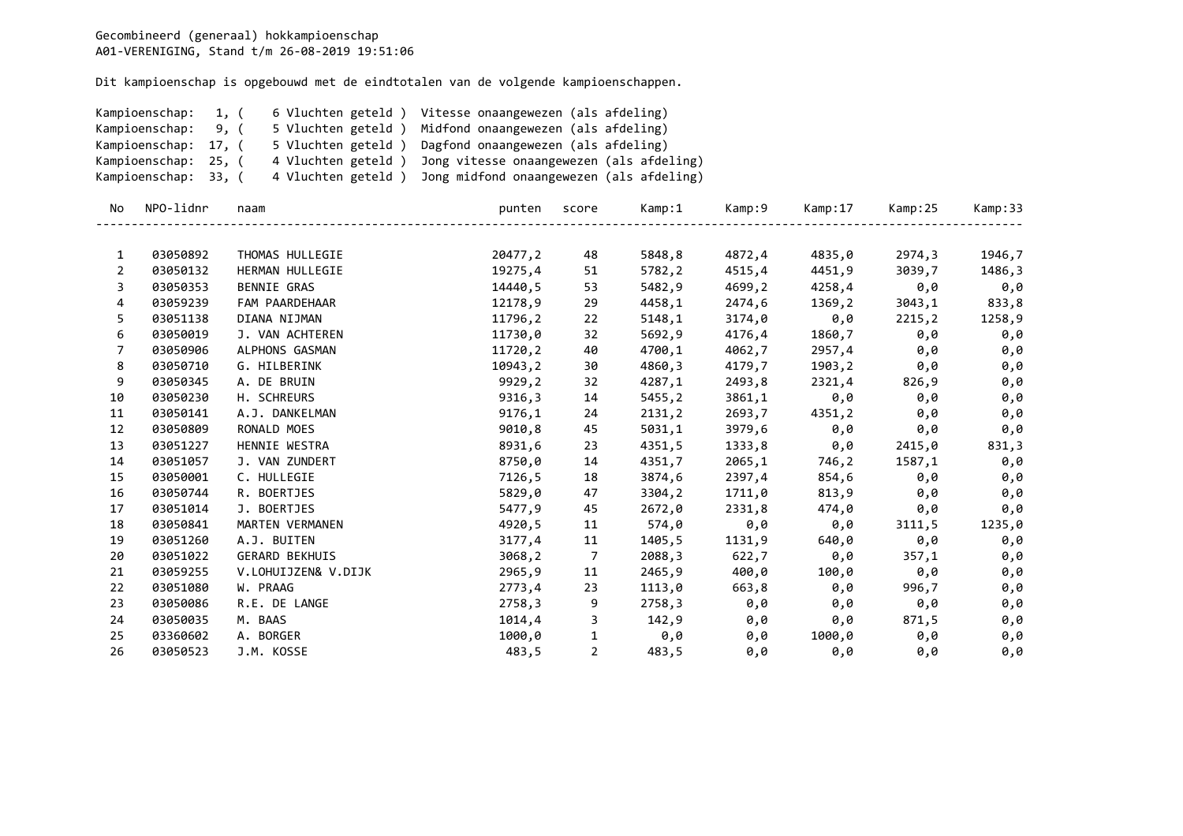Gecombineerd (generaal) hokkampioenschap
A01-VERENIGING, Stand t/m 26-08-2019 19:51:06

Dit kampioenschap is opgebouwd met de eindtotalen van de volgende kampioenschappen.

Kampioenschap: 1, ( 6 Vluchten geteld ) Vitesse onaangewezen (als afdeling)
Kampioenschap: 9, ( 5 Vluchten geteld ) Midfond onaangewezen (als afdeling)
Kampioenschap: 17, ( 5 Vluchten geteld ) Dagfond onaangewezen (als afdeling)
Kampioenschap: 25, ( 4 Vluchten geteld ) Jong vitesse onaangewezen (als afdeling)
Kampioenschap: 33, ( 4 Vluchten geteld ) Jong midfond onaangewezen (als afdeling)

| No | NPO-lidnr | naam | punten | score | Kamp:1 | Kamp:9 | Kamp:17 | Kamp:25 | Kamp:33 |
|---|---|---|---|---|---|---|---|---|---|
| 1 | 03050892 | THOMAS HULLEGIE | 20477,2 | 48 | 5848,8 | 4872,4 | 4835,0 | 2974,3 | 1946,7 |
| 2 | 03050132 | HERMAN HULLEGIE | 19275,4 | 51 | 5782,2 | 4515,4 | 4451,9 | 3039,7 | 1486,3 |
| 3 | 03050353 | BENNIE GRAS | 14440,5 | 53 | 5482,9 | 4699,2 | 4258,4 | 0,0 | 0,0 |
| 4 | 03059239 | FAM PAARDEHAAR | 12178,9 | 29 | 4458,1 | 2474,6 | 1369,2 | 3043,1 | 833,8 |
| 5 | 03051138 | DIANA NIJMAN | 11796,2 | 22 | 5148,1 | 3174,0 | 0,0 | 2215,2 | 1258,9 |
| 6 | 03050019 | J. VAN ACHTEREN | 11730,0 | 32 | 5692,9 | 4176,4 | 1860,7 | 0,0 | 0,0 |
| 7 | 03050906 | ALPHONS GASMAN | 11720,2 | 40 | 4700,1 | 4062,7 | 2957,4 | 0,0 | 0,0 |
| 8 | 03050710 | G. HILBERINK | 10943,2 | 30 | 4860,3 | 4179,7 | 1903,2 | 0,0 | 0,0 |
| 9 | 03050345 | A. DE BRUIN | 9929,2 | 32 | 4287,1 | 2493,8 | 2321,4 | 826,9 | 0,0 |
| 10 | 03050230 | H. SCHREURS | 9316,3 | 14 | 5455,2 | 3861,1 | 0,0 | 0,0 | 0,0 |
| 11 | 03050141 | A.J. DANKELMAN | 9176,1 | 24 | 2131,2 | 2693,7 | 4351,2 | 0,0 | 0,0 |
| 12 | 03050809 | RONALD MOES | 9010,8 | 45 | 5031,1 | 3979,6 | 0,0 | 0,0 | 0,0 |
| 13 | 03051227 | HENNIE WESTRA | 8931,6 | 23 | 4351,5 | 1333,8 | 0,0 | 2415,0 | 831,3 |
| 14 | 03051057 | J. VAN ZUNDERT | 8750,0 | 14 | 4351,7 | 2065,1 | 746,2 | 1587,1 | 0,0 |
| 15 | 03050001 | C. HULLEGIE | 7126,5 | 18 | 3874,6 | 2397,4 | 854,6 | 0,0 | 0,0 |
| 16 | 03050744 | R. BOERTJES | 5829,0 | 47 | 3304,2 | 1711,0 | 813,9 | 0,0 | 0,0 |
| 17 | 03051014 | J. BOERTJES | 5477,9 | 45 | 2672,0 | 2331,8 | 474,0 | 0,0 | 0,0 |
| 18 | 03050841 | MARTEN VERMANEN | 4920,5 | 11 | 574,0 | 0,0 | 0,0 | 3111,5 | 1235,0 |
| 19 | 03051260 | A.J. BUITEN | 3177,4 | 11 | 1405,5 | 1131,9 | 640,0 | 0,0 | 0,0 |
| 20 | 03051022 | GERARD BEKHUIS | 3068,2 | 7 | 2088,3 | 622,7 | 0,0 | 357,1 | 0,0 |
| 21 | 03059255 | V.LOHUIJZEN& V.DIJK | 2965,9 | 11 | 2465,9 | 400,0 | 100,0 | 0,0 | 0,0 |
| 22 | 03051080 | W. PRAAG | 2773,4 | 23 | 1113,0 | 663,8 | 0,0 | 996,7 | 0,0 |
| 23 | 03050086 | R.E. DE LANGE | 2758,3 | 9 | 2758,3 | 0,0 | 0,0 | 0,0 | 0,0 |
| 24 | 03050035 | M. BAAS | 1014,4 | 3 | 142,9 | 0,0 | 0,0 | 871,5 | 0,0 |
| 25 | 03360602 | A. BORGER | 1000,0 | 1 | 0,0 | 0,0 | 1000,0 | 0,0 | 0,0 |
| 26 | 03050523 | J.M. KOSSE | 483,5 | 2 | 483,5 | 0,0 | 0,0 | 0,0 | 0,0 |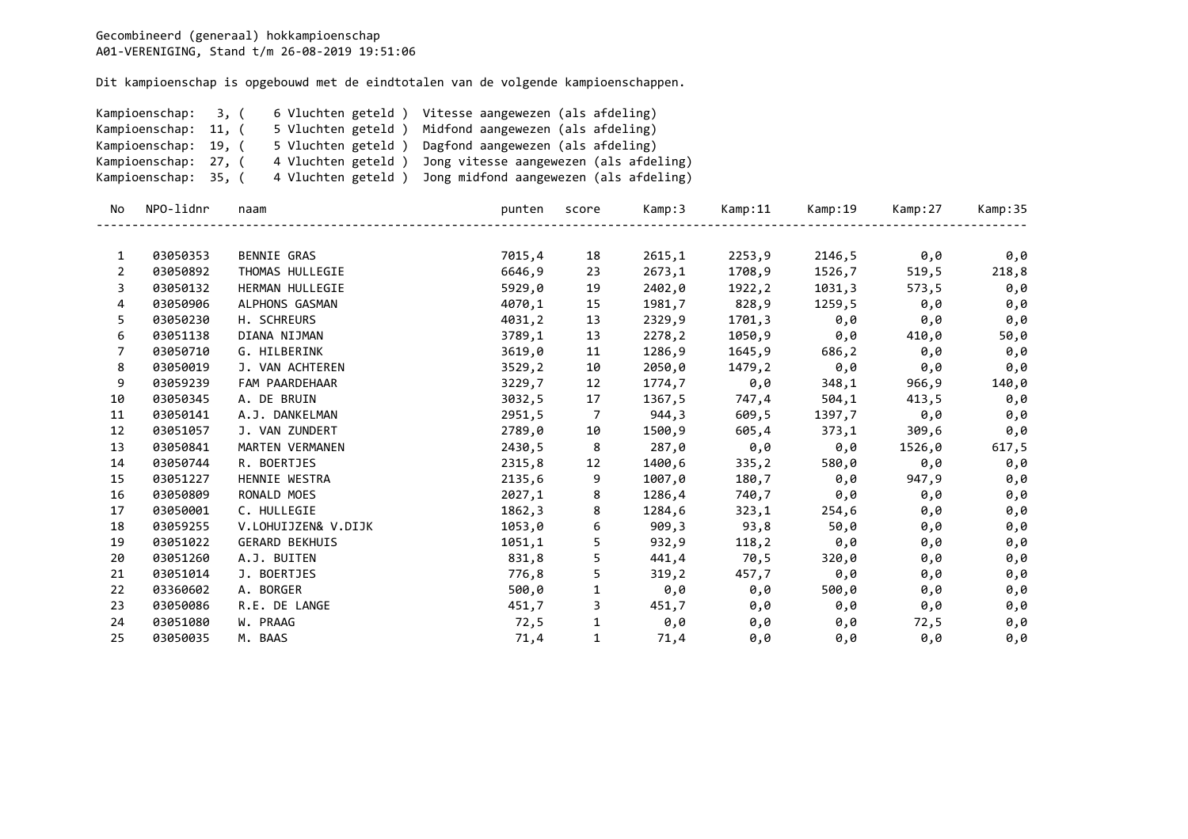Gecombineerd (generaal) hokkampioenschap
A01-VERENIGING, Stand t/m 26-08-2019 19:51:06

Dit kampioenschap is opgebouwd met de eindtotalen van de volgende kampioenschappen.

Kampioenschap: 3, ( 6 Vluchten geteld ) Vitesse aangewezen (als afdeling)
Kampioenschap: 11, ( 5 Vluchten geteld ) Midfond aangewezen (als afdeling)
Kampioenschap: 19, ( 5 Vluchten geteld ) Dagfond aangewezen (als afdeling)
Kampioenschap: 27, ( 4 Vluchten geteld ) Jong vitesse aangewezen (als afdeling)
Kampioenschap: 35, ( 4 Vluchten geteld ) Jong midfond aangewezen (als afdeling)

| No | NPO-lidnr | naam | punten | score | Kamp:3 | Kamp:11 | Kamp:19 | Kamp:27 | Kamp:35 |
|---|---|---|---|---|---|---|---|---|---|
| 1 | 03050353 | BENNIE GRAS | 7015,4 | 18 | 2615,1 | 2253,9 | 2146,5 | 0,0 | 0,0 |
| 2 | 03050892 | THOMAS HULLEGIE | 6646,9 | 23 | 2673,1 | 1708,9 | 1526,7 | 519,5 | 218,8 |
| 3 | 03050132 | HERMAN HULLEGIE | 5929,0 | 19 | 2402,0 | 1922,2 | 1031,3 | 573,5 | 0,0 |
| 4 | 03050906 | ALPHONS GASMAN | 4070,1 | 15 | 1981,7 | 828,9 | 1259,5 | 0,0 | 0,0 |
| 5 | 03050230 | H. SCHREURS | 4031,2 | 13 | 2329,9 | 1701,3 | 0,0 | 0,0 | 0,0 |
| 6 | 03051138 | DIANA NIJMAN | 3789,1 | 13 | 2278,2 | 1050,9 | 0,0 | 410,0 | 50,0 |
| 7 | 03050710 | G. HILBERINK | 3619,0 | 11 | 1286,9 | 1645,9 | 686,2 | 0,0 | 0,0 |
| 8 | 03050019 | J. VAN ACHTEREN | 3529,2 | 10 | 2050,0 | 1479,2 | 0,0 | 0,0 | 0,0 |
| 9 | 03059239 | FAM PAARDEHAAR | 3229,7 | 12 | 1774,7 | 0,0 | 348,1 | 966,9 | 140,0 |
| 10 | 03050345 | A. DE BRUIN | 3032,5 | 17 | 1367,5 | 747,4 | 504,1 | 413,5 | 0,0 |
| 11 | 03050141 | A.J. DANKELMAN | 2951,5 | 7 | 944,3 | 609,5 | 1397,7 | 0,0 | 0,0 |
| 12 | 03051057 | J. VAN ZUNDERT | 2789,0 | 10 | 1500,9 | 605,4 | 373,1 | 309,6 | 0,0 |
| 13 | 03050841 | MARTEN VERMANEN | 2430,5 | 8 | 287,0 | 0,0 | 0,0 | 1526,0 | 617,5 |
| 14 | 03050744 | R. BOERTJES | 2315,8 | 12 | 1400,6 | 335,2 | 580,0 | 0,0 | 0,0 |
| 15 | 03051227 | HENNIE WESTRA | 2135,6 | 9 | 1007,0 | 180,7 | 0,0 | 947,9 | 0,0 |
| 16 | 03050809 | RONALD MOES | 2027,1 | 8 | 1286,4 | 740,7 | 0,0 | 0,0 | 0,0 |
| 17 | 03050001 | C. HULLEGIE | 1862,3 | 8 | 1284,6 | 323,1 | 254,6 | 0,0 | 0,0 |
| 18 | 03059255 | V.LOHUIJZEN& V.DIJK | 1053,0 | 6 | 909,3 | 93,8 | 50,0 | 0,0 | 0,0 |
| 19 | 03051022 | GERARD BEKHUIS | 1051,1 | 5 | 932,9 | 118,2 | 0,0 | 0,0 | 0,0 |
| 20 | 03051260 | A.J. BUITEN | 831,8 | 5 | 441,4 | 70,5 | 320,0 | 0,0 | 0,0 |
| 21 | 03051014 | J. BOERTJES | 776,8 | 5 | 319,2 | 457,7 | 0,0 | 0,0 | 0,0 |
| 22 | 03360602 | A. BORGER | 500,0 | 1 | 0,0 | 0,0 | 500,0 | 0,0 | 0,0 |
| 23 | 03050086 | R.E. DE LANGE | 451,7 | 3 | 451,7 | 0,0 | 0,0 | 0,0 | 0,0 |
| 24 | 03051080 | W. PRAAG | 72,5 | 1 | 0,0 | 0,0 | 0,0 | 72,5 | 0,0 |
| 25 | 03050035 | M. BAAS | 71,4 | 1 | 71,4 | 0,0 | 0,0 | 0,0 | 0,0 |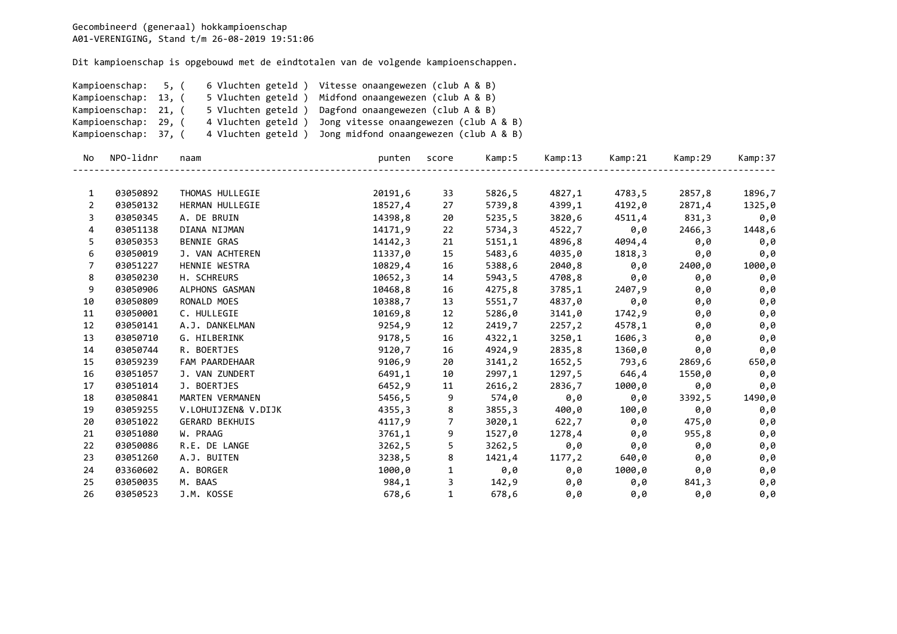Gecombineerd (generaal) hokkampioenschap
A01-VERENIGING, Stand t/m 26-08-2019 19:51:06

Dit kampioenschap is opgebouwd met de eindtotalen van de volgende kampioenschappen.

Kampioenschap: 5, ( 6 Vluchten geteld ) Vitesse onaangewezen (club A & B)
Kampioenschap: 13, ( 5 Vluchten geteld ) Midfond onaangewezen (club A & B)
Kampioenschap: 21, ( 5 Vluchten geteld ) Dagfond onaangewezen (club A & B)
Kampioenschap: 29, ( 4 Vluchten geteld ) Jong vitesse onaangewezen (club A & B)
Kampioenschap: 37, ( 4 Vluchten geteld ) Jong midfond onaangewezen (club A & B)

| No | NPO-lidnr | naam | punten | score | Kamp:5 | Kamp:13 | Kamp:21 | Kamp:29 | Kamp:37 |
|---|---|---|---|---|---|---|---|---|---|
| 1 | 03050892 | THOMAS HULLEGIE | 20191,6 | 33 | 5826,5 | 4827,1 | 4783,5 | 2857,8 | 1896,7 |
| 2 | 03050132 | HERMAN HULLEGIE | 18527,4 | 27 | 5739,8 | 4399,1 | 4192,0 | 2871,4 | 1325,0 |
| 3 | 03050345 | A. DE BRUIN | 14398,8 | 20 | 5235,5 | 3820,6 | 4511,4 | 831,3 | 0,0 |
| 4 | 03051138 | DIANA NIJMAN | 14171,9 | 22 | 5734,3 | 4522,7 | 0,0 | 2466,3 | 1448,6 |
| 5 | 03050353 | BENNIE GRAS | 14142,3 | 21 | 5151,1 | 4896,8 | 4094,4 | 0,0 | 0,0 |
| 6 | 03050019 | J. VAN ACHTEREN | 11337,0 | 15 | 5483,6 | 4035,0 | 1818,3 | 0,0 | 0,0 |
| 7 | 03051227 | HENNIE WESTRA | 10829,4 | 16 | 5388,6 | 2040,8 | 0,0 | 2400,0 | 1000,0 |
| 8 | 03050230 | H. SCHREURS | 10652,3 | 14 | 5943,5 | 4708,8 | 0,0 | 0,0 | 0,0 |
| 9 | 03050906 | ALPHONS GASMAN | 10468,8 | 16 | 4275,8 | 3785,1 | 2407,9 | 0,0 | 0,0 |
| 10 | 03050809 | RONALD MOES | 10388,7 | 13 | 5551,7 | 4837,0 | 0,0 | 0,0 | 0,0 |
| 11 | 03050001 | C. HULLEGIE | 10169,8 | 12 | 5286,0 | 3141,0 | 1742,9 | 0,0 | 0,0 |
| 12 | 03050141 | A.J. DANKELMAN | 9254,9 | 12 | 2419,7 | 2257,2 | 4578,1 | 0,0 | 0,0 |
| 13 | 03050710 | G. HILBERINK | 9178,5 | 16 | 4322,1 | 3250,1 | 1606,3 | 0,0 | 0,0 |
| 14 | 03050744 | R. BOERTJES | 9120,7 | 16 | 4924,9 | 2835,8 | 1360,0 | 0,0 | 0,0 |
| 15 | 03059239 | FAM PAARDEHAAR | 9106,9 | 20 | 3141,2 | 1652,5 | 793,6 | 2869,6 | 650,0 |
| 16 | 03051057 | J. VAN ZUNDERT | 6491,1 | 10 | 2997,1 | 1297,5 | 646,4 | 1550,0 | 0,0 |
| 17 | 03051014 | J. BOERTJES | 6452,9 | 11 | 2616,2 | 2836,7 | 1000,0 | 0,0 | 0,0 |
| 18 | 03050841 | MARTEN VERMANEN | 5456,5 | 9 | 574,0 | 0,0 | 0,0 | 3392,5 | 1490,0 |
| 19 | 03059255 | V.LOHUIJZEN& V.DIJK | 4355,3 | 8 | 3855,3 | 400,0 | 100,0 | 0,0 | 0,0 |
| 20 | 03051022 | GERARD BEKHUIS | 4117,9 | 7 | 3020,1 | 622,7 | 0,0 | 475,0 | 0,0 |
| 21 | 03051080 | W. PRAAG | 3761,1 | 9 | 1527,0 | 1278,4 | 0,0 | 955,8 | 0,0 |
| 22 | 03050086 | R.E. DE LANGE | 3262,5 | 5 | 3262,5 | 0,0 | 0,0 | 0,0 | 0,0 |
| 23 | 03051260 | A.J. BUITEN | 3238,5 | 8 | 1421,4 | 1177,2 | 640,0 | 0,0 | 0,0 |
| 24 | 03360602 | A. BORGER | 1000,0 | 1 | 0,0 | 0,0 | 1000,0 | 0,0 | 0,0 |
| 25 | 03050035 | M. BAAS | 984,1 | 3 | 142,9 | 0,0 | 0,0 | 841,3 | 0,0 |
| 26 | 03050523 | J.M. KOSSE | 678,6 | 1 | 678,6 | 0,0 | 0,0 | 0,0 | 0,0 |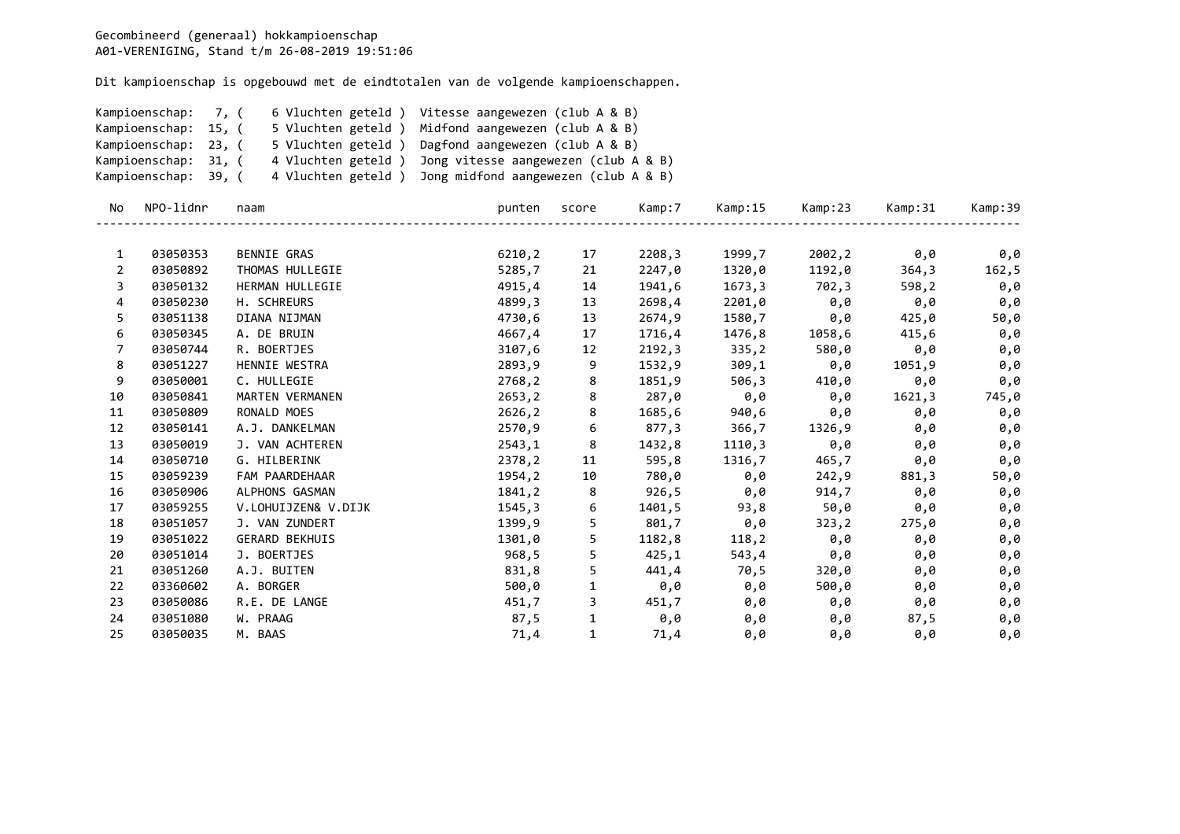Gecombineerd (generaal) hokkampioenschap
A01-VERENIGING, Stand t/m 26-08-2019 19:51:06

Dit kampioenschap is opgebouwd met de eindtotalen van de volgende kampioenschappen.

Kampioenschap: 7, ( 6 Vluchten geteld ) Vitesse aangewezen (club A & B)
Kampioenschap: 15, ( 5 Vluchten geteld ) Midfond aangewezen (club A & B)
Kampioenschap: 23, ( 5 Vluchten geteld ) Dagfond aangewezen (club A & B)
Kampioenschap: 31, ( 4 Vluchten geteld ) Jong vitesse aangewezen (club A & B)
Kampioenschap: 39, ( 4 Vluchten geteld ) Jong midfond aangewezen (club A & B)

| No | NPO-lidnr | naam | punten | score | Kamp:7 | Kamp:15 | Kamp:23 | Kamp:31 | Kamp:39 |
|---|---|---|---|---|---|---|---|---|---|
| 1 | 03050353 | BENNIE GRAS | 6210,2 | 17 | 2208,3 | 1999,7 | 2002,2 | 0,0 | 0,0 |
| 2 | 03050892 | THOMAS HULLEGIE | 5285,7 | 21 | 2247,0 | 1320,0 | 1192,0 | 364,3 | 162,5 |
| 3 | 03050132 | HERMAN HULLEGIE | 4915,4 | 14 | 1941,6 | 1673,3 | 702,3 | 598,2 | 0,0 |
| 4 | 03050230 | H. SCHREURS | 4899,3 | 13 | 2698,4 | 2201,0 | 0,0 | 0,0 | 0,0 |
| 5 | 03051138 | DIANA NIJMAN | 4730,6 | 13 | 2674,9 | 1580,7 | 0,0 | 425,0 | 50,0 |
| 6 | 03050345 | A. DE BRUIN | 4667,4 | 17 | 1716,4 | 1476,8 | 1058,6 | 415,6 | 0,0 |
| 7 | 03050744 | R. BOERTJES | 3107,6 | 12 | 2192,3 | 335,2 | 580,0 | 0,0 | 0,0 |
| 8 | 03051227 | HENNIE WESTRA | 2893,9 | 9 | 1532,9 | 309,1 | 0,0 | 1051,9 | 0,0 |
| 9 | 03050001 | C. HULLEGIE | 2768,2 | 8 | 1851,9 | 506,3 | 410,0 | 0,0 | 0,0 |
| 10 | 03050841 | MARTEN VERMANEN | 2653,2 | 8 | 287,0 | 0,0 | 0,0 | 1621,3 | 745,0 |
| 11 | 03050809 | RONALD MOES | 2626,2 | 8 | 1685,6 | 940,6 | 0,0 | 0,0 | 0,0 |
| 12 | 03050141 | A.J. DANKELMAN | 2570,9 | 6 | 877,3 | 366,7 | 1326,9 | 0,0 | 0,0 |
| 13 | 03050019 | J. VAN ACHTEREN | 2543,1 | 8 | 1432,8 | 1110,3 | 0,0 | 0,0 | 0,0 |
| 14 | 03050710 | G. HILBERINK | 2378,2 | 11 | 595,8 | 1316,7 | 465,7 | 0,0 | 0,0 |
| 15 | 03059239 | FAM PAARDEHAAR | 1954,2 | 10 | 780,0 | 0,0 | 242,9 | 881,3 | 50,0 |
| 16 | 03050906 | ALPHONS GASMAN | 1841,2 | 8 | 926,5 | 0,0 | 914,7 | 0,0 | 0,0 |
| 17 | 03059255 | V.LOHUIJZEN& V.DIJK | 1545,3 | 6 | 1401,5 | 93,8 | 50,0 | 0,0 | 0,0 |
| 18 | 03051057 | J. VAN ZUNDERT | 1399,9 | 5 | 801,7 | 0,0 | 323,2 | 275,0 | 0,0 |
| 19 | 03051022 | GERARD BEKHUIS | 1301,0 | 5 | 1182,8 | 118,2 | 0,0 | 0,0 | 0,0 |
| 20 | 03051014 | J. BOERTJES | 968,5 | 5 | 425,1 | 543,4 | 0,0 | 0,0 | 0,0 |
| 21 | 03051260 | A.J. BUITEN | 831,8 | 5 | 441,4 | 70,5 | 320,0 | 0,0 | 0,0 |
| 22 | 03360602 | A. BORGER | 500,0 | 1 | 0,0 | 0,0 | 500,0 | 0,0 | 0,0 |
| 23 | 03050086 | R.E. DE LANGE | 451,7 | 3 | 451,7 | 0,0 | 0,0 | 0,0 | 0,0 |
| 24 | 03051080 | W. PRAAG | 87,5 | 1 | 0,0 | 0,0 | 0,0 | 87,5 | 0,0 |
| 25 | 03050035 | M. BAAS | 71,4 | 1 | 71,4 | 0,0 | 0,0 | 0,0 | 0,0 |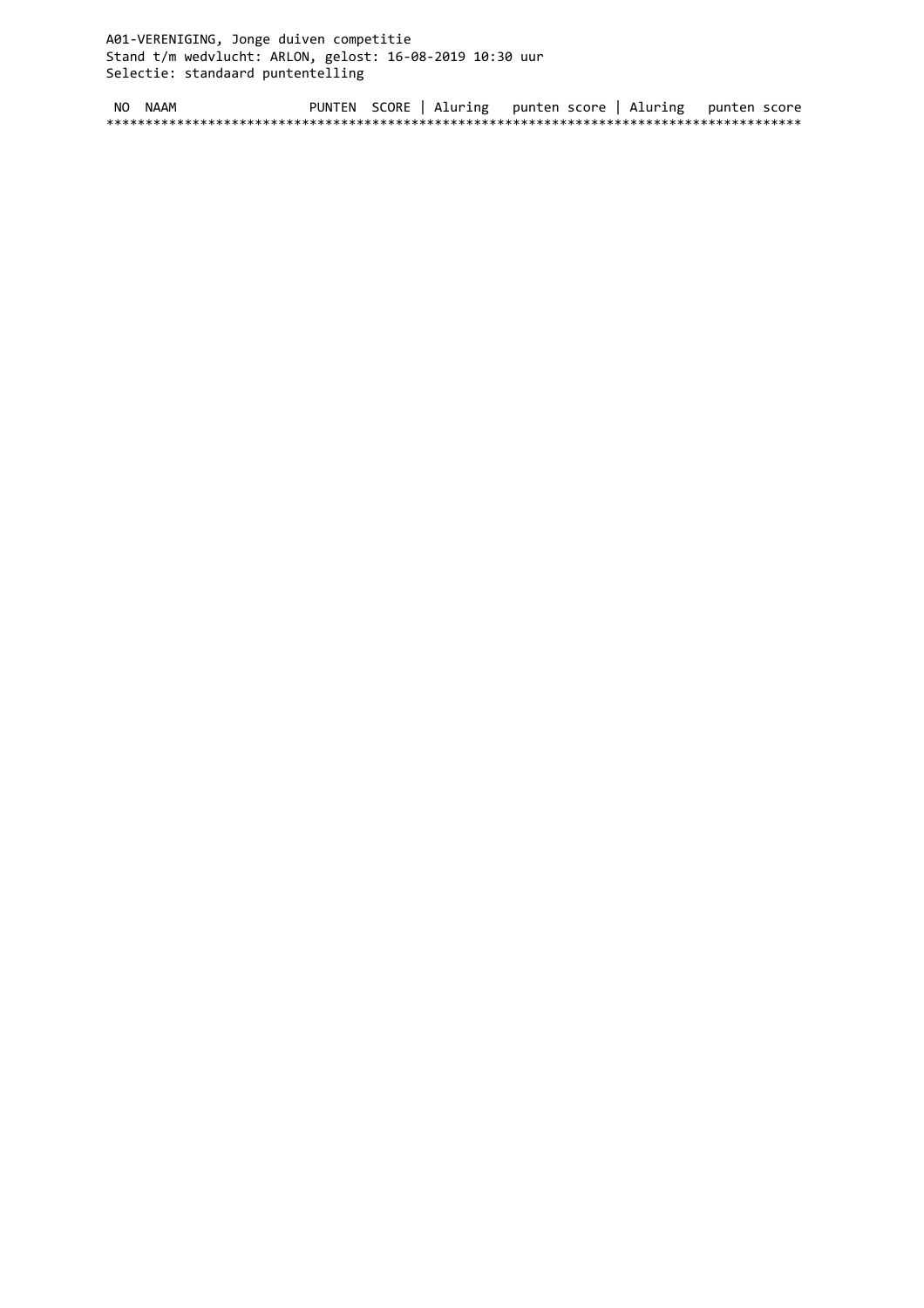A01-VERENIGING, Jonge duiven competitie
Stand t/m wedvlucht: ARLON, gelost: 16-08-2019 10:30 uur
Selectie: standaard puntentelling

| NO | NAAM | PUNTEN | SCORE | Aluring | punten | score | Aluring | punten | score |
|---|---|---|---|---|---|---|---|---|---|